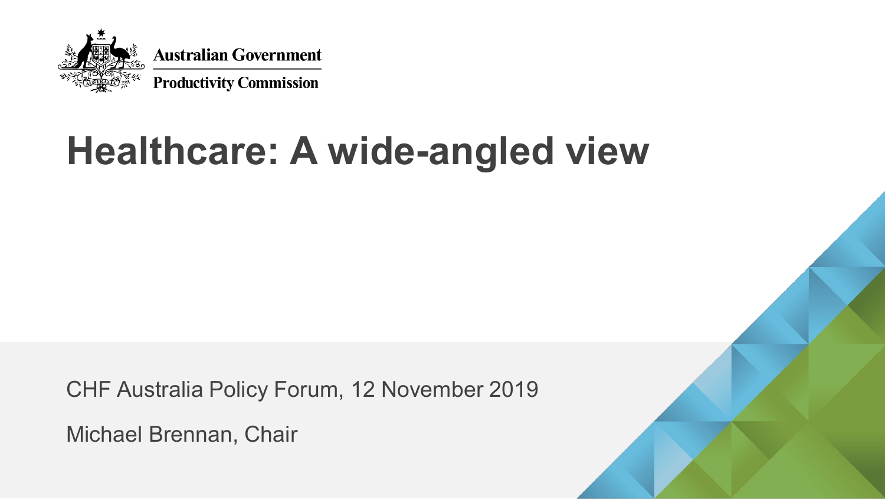Australian Government

Productivity Commission

# Healthcare: A wide-angled view

CHF Australia Policy Forum, 12 November 2019

Michael Brennan, Chair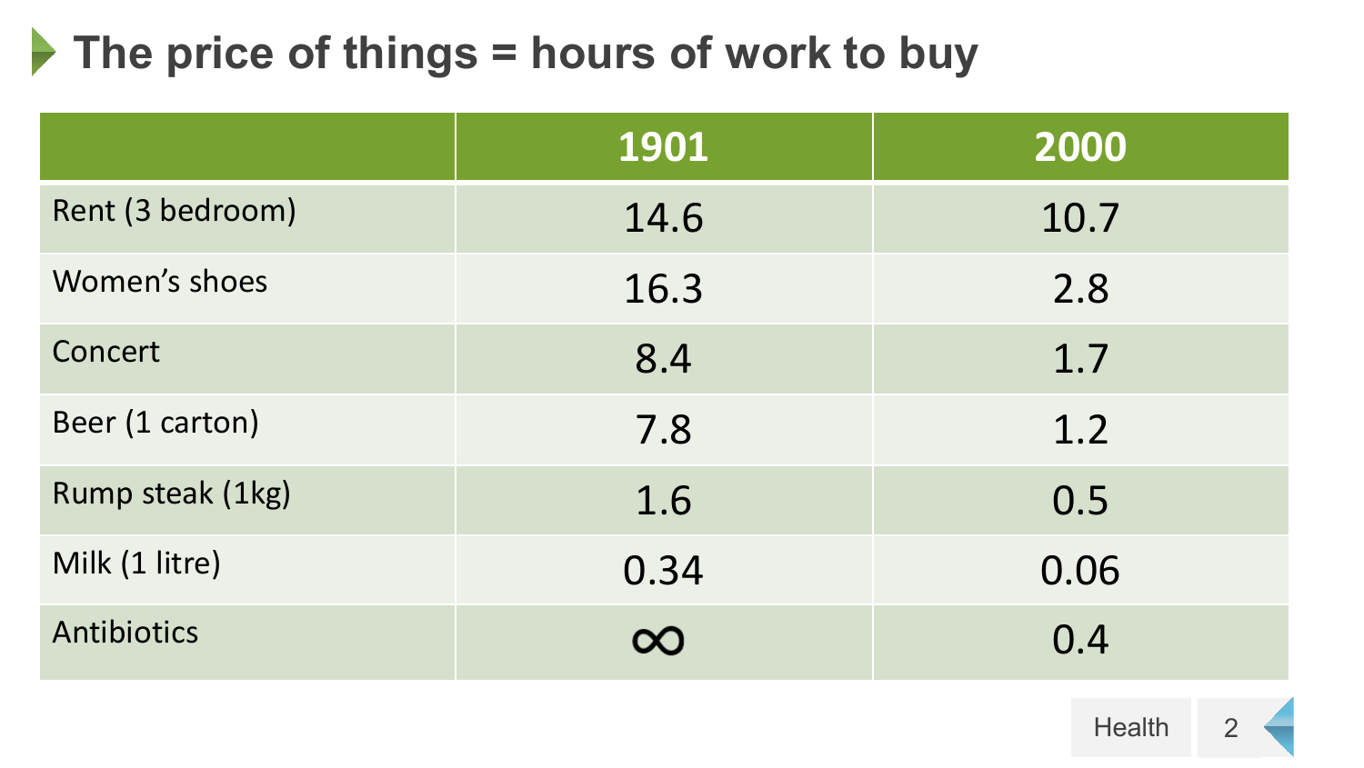# The price of things = hours of work to buy

| | 1901 | 2000 |
|---|---|---|
| Rent (3 bedroom) | 14.6 | 10.7 |
| Women's shoes | 16.3 | 2.8 |
| Concert | 8.4 | 1.7 |
| Beer (1 carton) | 7.8 | 1.2 |
| Rump steak (1kg) | 1.6 | 0.5 |
| Milk (1 litre) | 0.34 | 0.06 |
| Antibiotics | $\infty$ | 0.4 |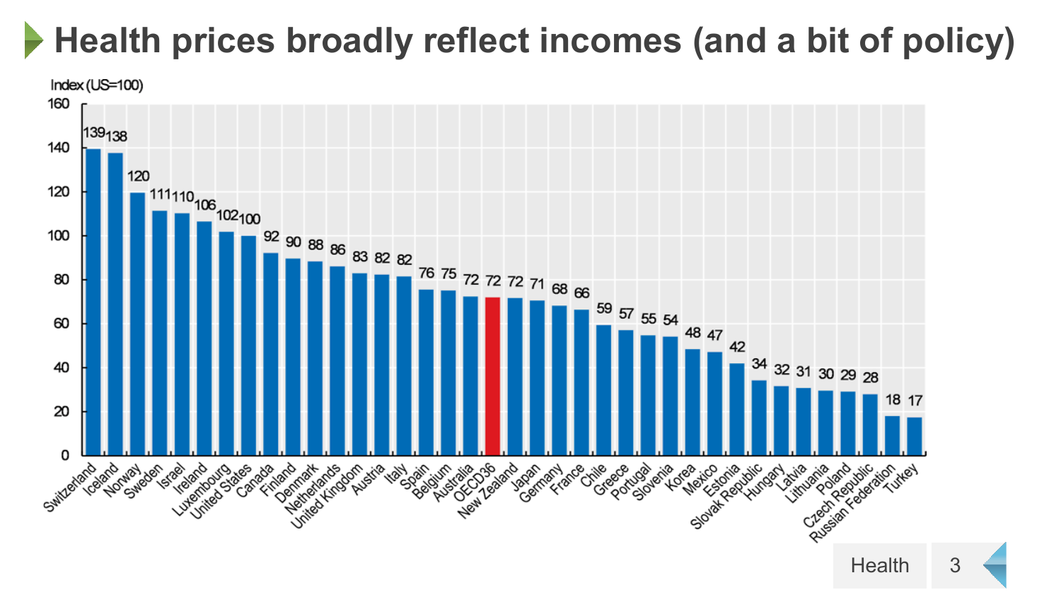# Health prices broadly reflect incomes (and a bit of policy)

Index (US=100)

| Country | Index |
|---|---|
| Switzerland | 139 |
| Iceland | 138 |
| Norway | 120 |
| Sweden | 111 |
| Israel | 110 |
| Ireland | 106 |
| Luxembourg | 102 |
| United States | 100 |
| Canada | 92 |
| Finland | 90 |
| Denmark | 88 |
| Netherlands | 86 |
| United Kingdom | 83 |
| Austria | 82 |
| Italy | 82 |
| Spain | 76 |
| Belgium | 75 |
| Australia | 72 |
| OECD36 | 72 |
| New Zealand | 72 |
| Japan | 71 |
| Germany | 68 |
| France | 66 |
| Chile | 59 |
| Greece | 57 |
| Portugal | 55 |
| Slovenia | 54 |
| Korea | 48 |
| Mexico | 47 |
| Estonia | 42 |
| Slovak Republic | 34 |
| Hungary | 32 |
| Latvia | 31 |
| Lithuania | 30 |
| Poland | 29 |
| Czech Republic | 28 |
| Russian Federation | 18 |
| Turkey | 17 |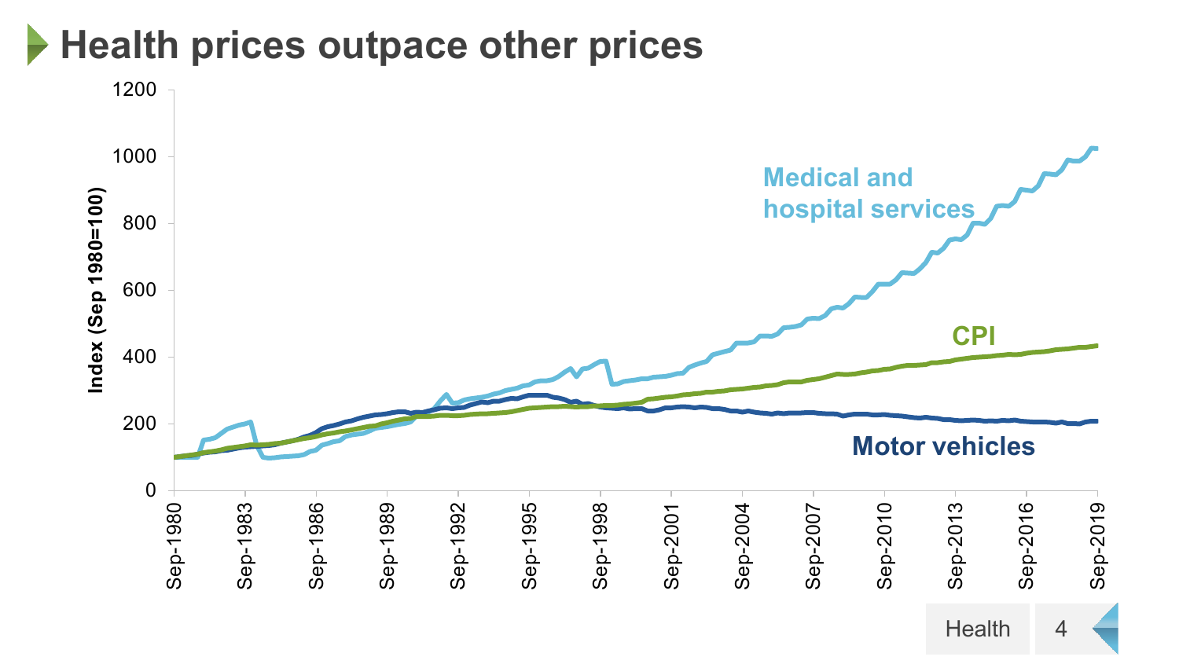# Health prices outpace other prices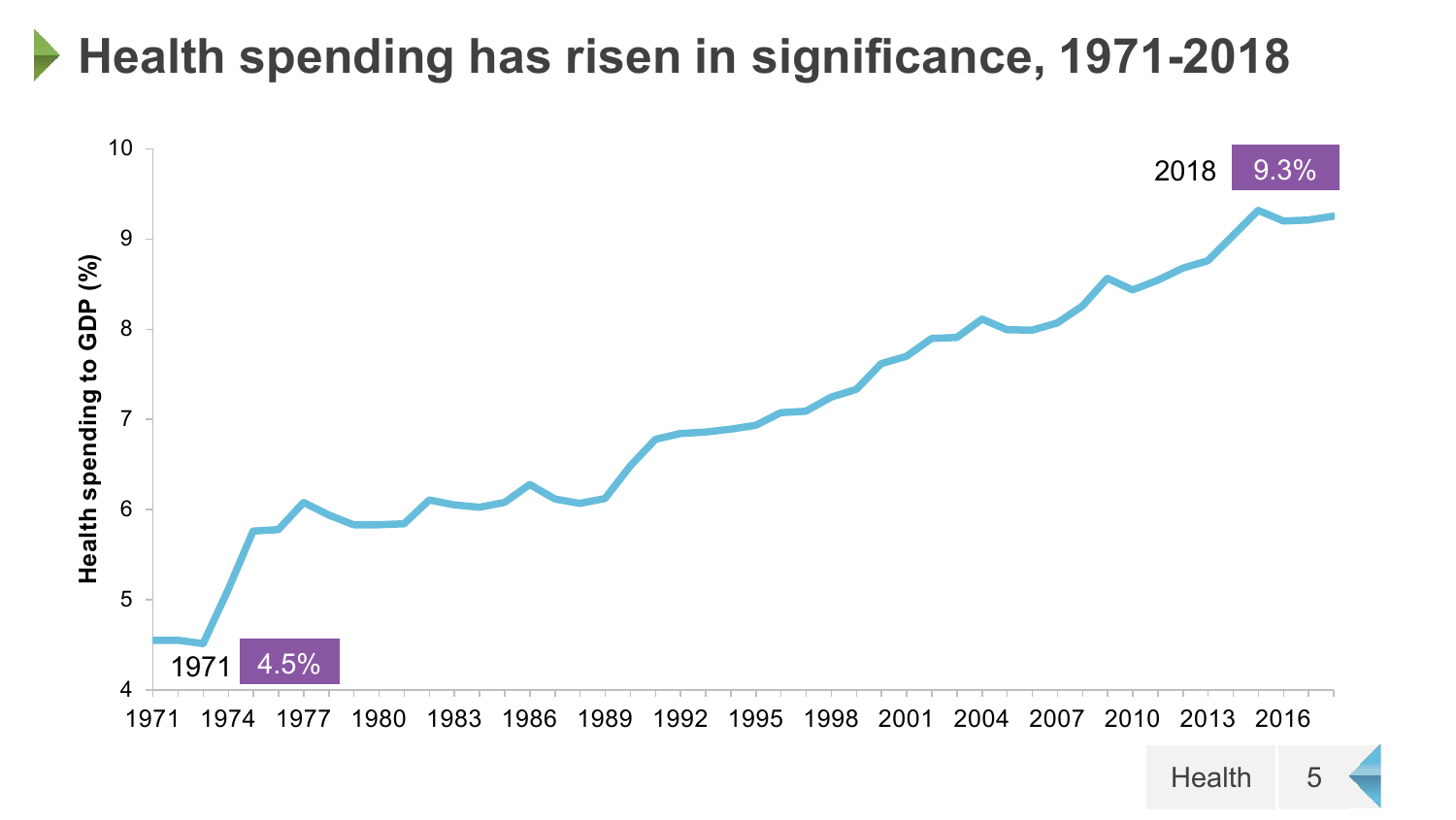# Health spending has risen in significance, 1971-2018

Health spending to GDP (%)

1971: 4.5%

2018: 9.3%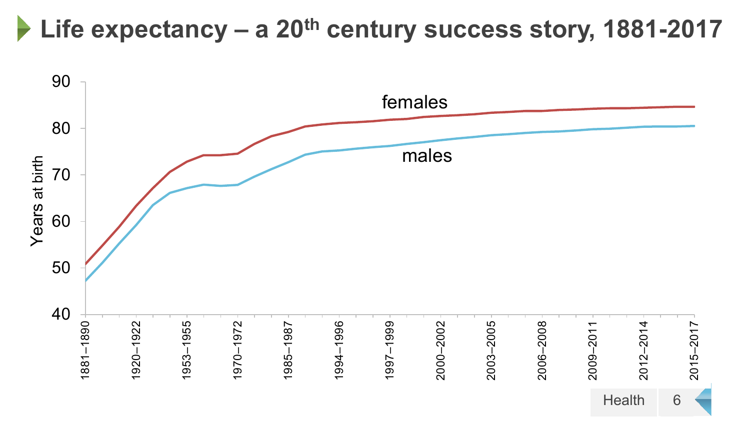# Life expectancy – a 20th century success story, 1881-2017

females

males

Years at birth

90
80
70
60
50
40

1881–1890
1920–1922
1953–1955
1970–1972
1985–1987
1994–1996
1997–1999
2000–2002
2003–2005
2006–2008
2009–2011
2012–2014
2015–2017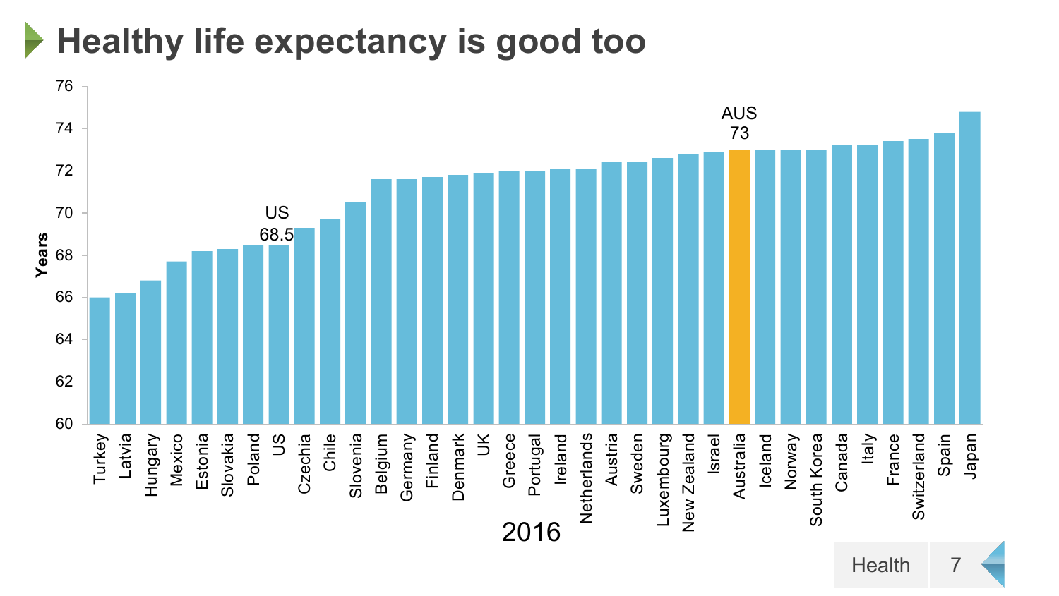# Healthy life expectancy is good too

| Country | Years (2016) |
|---|---|
| Turkey | 66.0 |
| Latvia | 66.2 |
| Hungary | 66.8 |
| Mexico | 67.7 |
| Estonia | 68.2 |
| Slovakia | 68.3 |
| Poland | 68.5 |
| US | 68.5 |
| Czechia | 69.3 |
| Chile | 69.7 |
| Slovenia | 70.5 |
| Belgium | 71.6 |
| Germany | 71.6 |
| Finland | 71.7 |
| Denmark | 71.8 |
| UK | 71.9 |
| Greece | 72.0 |
| Portugal | 72.0 |
| Ireland | 72.1 |
| Netherlands | 72.1 |
| Austria | 72.4 |
| Sweden | 72.4 |
| Luxembourg | 72.6 |
| New Zealand | 72.8 |
| Israel | 72.9 |
| Australia | 73 |
| Iceland | 73.0 |
| Norway | 73.0 |
| South Korea | 73.0 |
| Canada | 73.2 |
| Italy | 73.2 |
| France | 73.4 |
| Switzerland | 73.5 |
| Spain | 73.8 |
| Japan | 74.8 |

Labels shown on chart: US 68.5; AUS 73. Axis: Years. 2016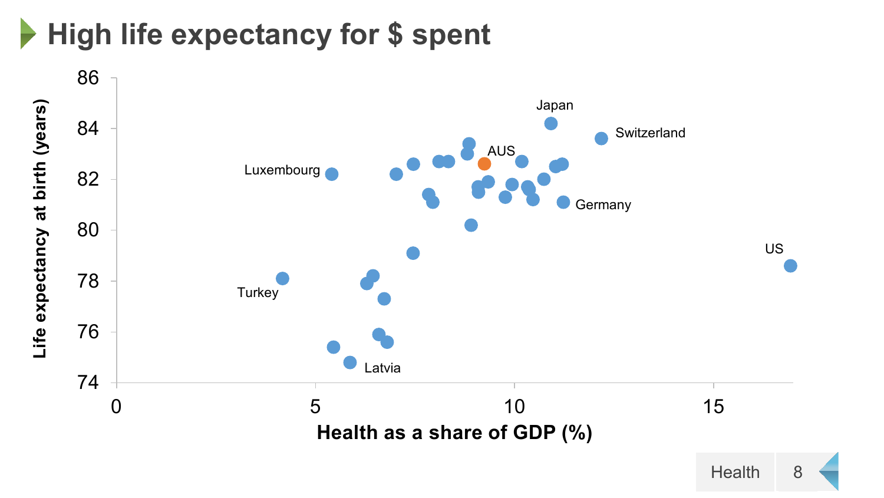# High life expectancy for $ spent

Life expectancy at birth (years)

86
84
82
80
78
76
74

0 5 10 15

Health as a share of GDP (%)

Japan
Switzerland
AUS
Luxembourg
Germany
US
Turkey
Latvia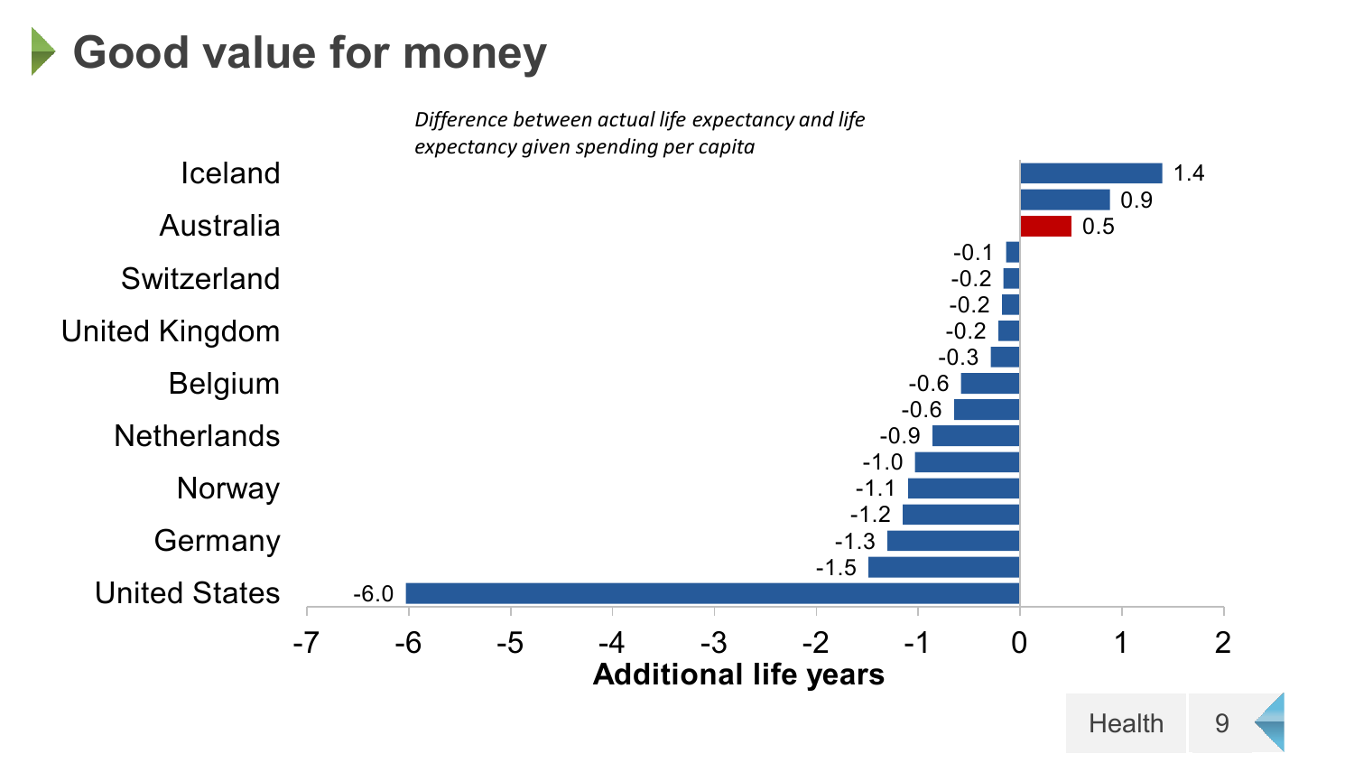# Good value for money

*Difference between actual life expectancy and life expectancy given spending per capita*

| Country | Additional life years |
| --- | --- |
| Iceland | 1.4 |
| | 0.9 |
| Australia | 0.5 |
| | -0.1 |
| Switzerland | -0.2 |
| | -0.2 |
| United Kingdom | -0.2 |
| | -0.3 |
| Belgium | -0.6 |
| | -0.6 |
| Netherlands | -0.9 |
| | -1.0 |
| Norway | -1.1 |
| | -1.2 |
| Germany | -1.3 |
| | -1.5 |
| United States | -6.0 |

**Additional life years**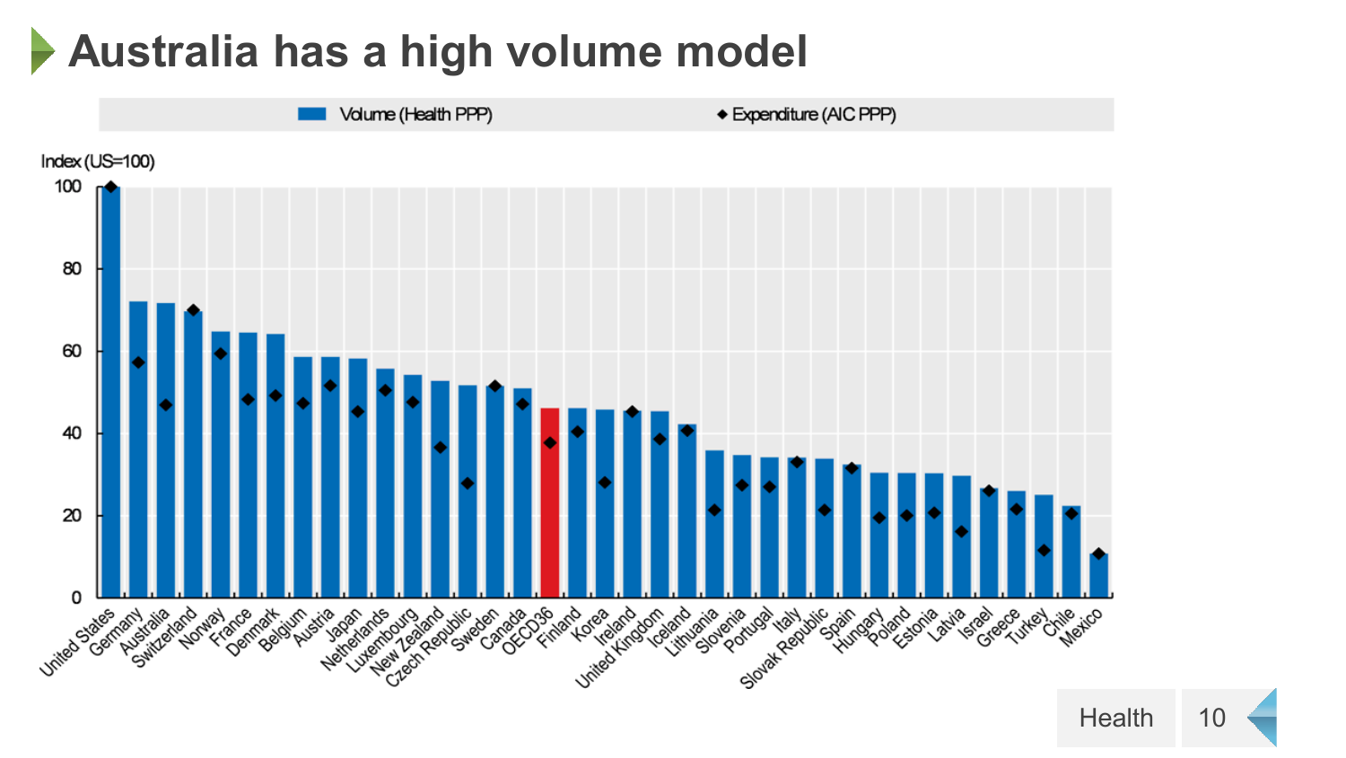# Australia has a high volume model

Volume (Health PPP) ◆ Expenditure (AIC PPP)

Index (US=100)

100, 80, 60, 40, 20, 0

United States, Germany, Australia, Switzerland, Norway, France, Denmark, Belgium, Austria, Japan, Netherlands, Luxembourg, New Zealand, Czech Republic, Sweden, Canada, OECD36, Finland, Korea, Ireland, United Kingdom, Iceland, Lithuania, Slovenia, Portugal, Italy, Slovak Republic, Spain, Hungary, Poland, Estonia, Latvia, Israel, Greece, Turkey, Chile, Mexico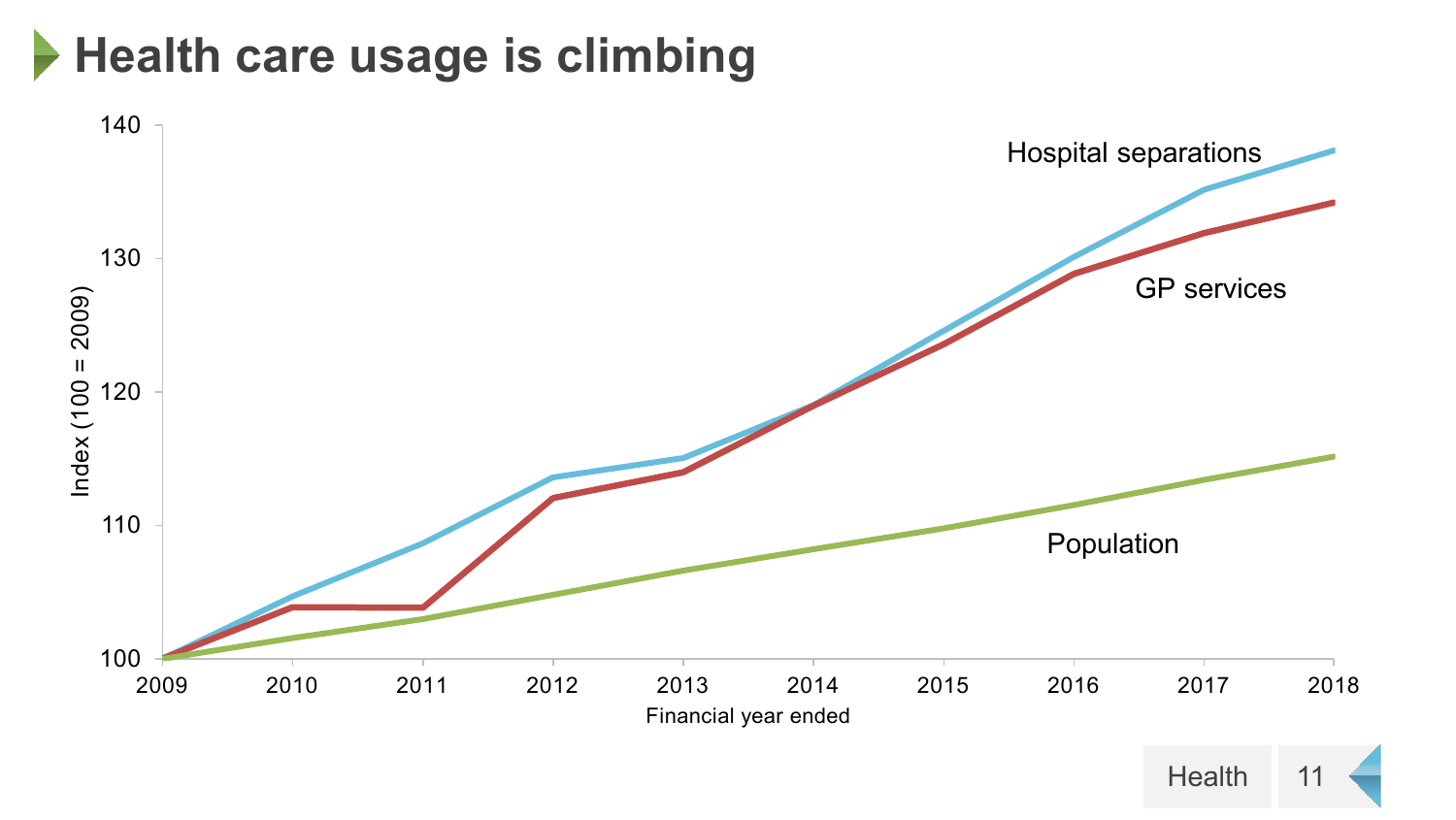# Health care usage is climbing

Index (100 = 2009)

140
130
120
110
100

2009 2010 2011 2012 2013 2014 2015 2016 2017 2018

Financial year ended

Hospital separations

GP services

Population